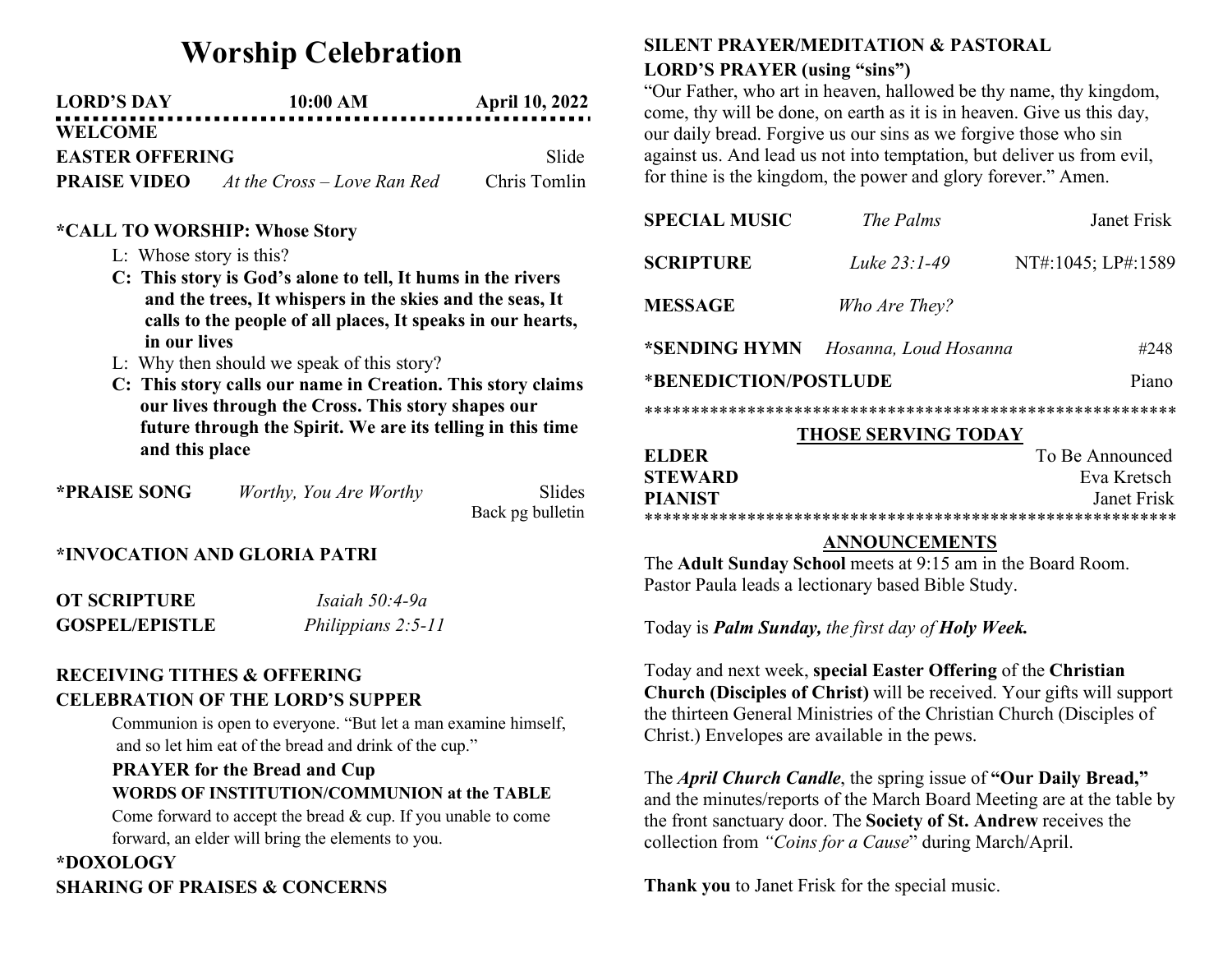# Worship Celebration

**LORD'S DAY** **10:00 AM** **April 10, 2022**

**WELCOME**

**EASTER OFFERING** Slide

**PRAISE VIDEO** *At the Cross – Love Ran Red* Chris Tomlin

**\*CALL TO WORSHIP: Whose Story**

L: Whose story is this?

**C: This story is God's alone to tell, It hums in the rivers and the trees, It whispers in the skies and the seas, It calls to the people of all places, It speaks in our hearts, in our lives**

L: Why then should we speak of this story?

**C: This story calls our name in Creation. This story claims our lives through the Cross. This story shapes our future through the Spirit. We are its telling in this time and this place**

**\*PRAISE SONG** *Worthy, You Are Worthy* Slides
Back pg bulletin

**\*INVOCATION AND GLORIA PATRI**

**OT SCRIPTURE** *Isaiah 50:4-9a*

**GOSPEL/EPISTLE** *Philippians 2:5-11*

**RECEIVING TITHES & OFFERING**

**CELEBRATION OF THE LORD'S SUPPER**

Communion is open to everyone. "But let a man examine himself, and so let him eat of the bread and drink of the cup."

**PRAYER for the Bread and Cup**

**WORDS OF INSTITUTION/COMMUNION at the TABLE**

Come forward to accept the bread & cup. If you unable to come forward, an elder will bring the elements to you.

**\*DOXOLOGY**

**SHARING OF PRAISES & CONCERNS**

**SILENT PRAYER/MEDITATION & PASTORAL**

**LORD'S PRAYER (using "sins")**

"Our Father, who art in heaven, hallowed be thy name, thy kingdom, come, thy will be done, on earth as it is in heaven. Give us this day, our daily bread. Forgive us our sins as we forgive those who sin against us. And lead us not into temptation, but deliver us from evil, for thine is the kingdom, the power and glory forever." Amen.

**SPECIAL MUSIC** *The Palms* Janet Frisk

**SCRIPTURE** *Luke 23:1-49* NT#:1045; LP#:1589

**MESSAGE** *Who Are They?*

**\*SENDING HYMN** *Hosanna, Loud Hosanna* #248

**\*BENEDICTION/POSTLUDE** Piano

*******************************************************

**THOSE SERVING TODAY**

**ELDER** To Be Announced

**STEWARD** Eva Kretsch

**PIANIST** Janet Frisk

*******************************************************

**ANNOUNCEMENTS**

The **Adult Sunday School** meets at 9:15 am in the Board Room. Pastor Paula leads a lectionary based Bible Study.

Today is ***Palm Sunday,*** *the first day of* ***Holy Week.***

Today and next week, **special Easter Offering** of the **Christian Church (Disciples of Christ)** will be received. Your gifts will support the thirteen General Ministries of the Christian Church (Disciples of Christ.) Envelopes are available in the pews.

The ***April Church Candle***, the spring issue of **"Our Daily Bread,"** and the minutes/reports of the March Board Meeting are at the table by the front sanctuary door. The **Society of St. Andrew** receives the collection from *"Coins for a Cause*" during March/April.

**Thank you** to Janet Frisk for the special music.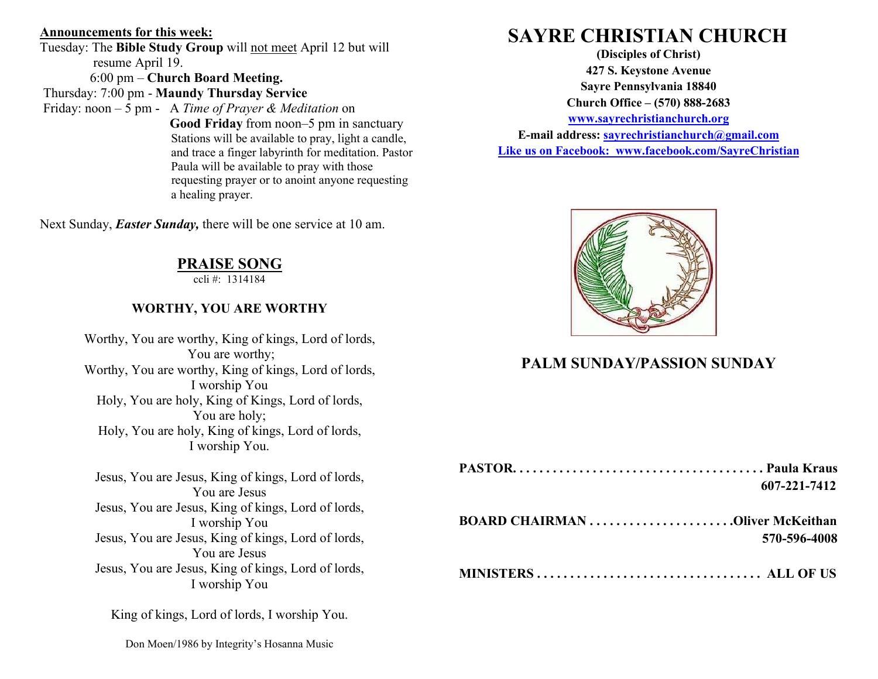**Announcements for this week:**

Tuesday: The **Bible Study Group** will not meet April 12 but will resume April 19.

6:00 pm – **Church Board Meeting.**

Thursday: 7:00 pm - **Maundy Thursday Service**

Friday: noon – 5 pm - A *Time of Prayer & Meditation* on **Good Friday** from noon–5 pm in sanctuary Stations will be available to pray, light a candle, and trace a finger labyrinth for meditation. Pastor Paula will be available to pray with those requesting prayer or to anoint anyone requesting a healing prayer.

Next Sunday, ***Easter Sunday,*** there will be one service at 10 am.

## PRAISE SONG

ccli #: 1314184

### WORTHY, YOU ARE WORTHY

Worthy, You are worthy, King of kings, Lord of lords,
You are worthy;
Worthy, You are worthy, King of kings, Lord of lords,
I worship You
Holy, You are holy, King of Kings, Lord of lords,
You are holy;
Holy, You are holy, King of kings, Lord of lords,
I worship You.

Jesus, You are Jesus, King of kings, Lord of lords,
You are Jesus
Jesus, You are Jesus, King of kings, Lord of lords,
I worship You
Jesus, You are Jesus, King of kings, Lord of lords,
You are Jesus
Jesus, You are Jesus, King of kings, Lord of lords,
I worship You

King of kings, Lord of lords, I worship You.

Don Moen/1986 by Integrity's Hosanna Music

# SAYRE CHRISTIAN CHURCH

**(Disciples of Christ)**
**427 S. Keystone Avenue**
**Sayre Pennsylvania 18840**
**Church Office – (570) 888-2683**
**www.sayrechristianchurch.org**
**E-mail address: sayrechristianchurch@gmail.com**
**Like us on Facebook: www.facebook.com/SayreChristian**

## PALM SUNDAY/PASSION SUNDAY

**PASTOR. . . . . . . . . . . . . . . . . . . . . . . . . . . . . . . . . . . . . Paula Kraus**
**607-221-7412**

**BOARD CHAIRMAN . . . . . . . . . . . . . . . . . . . . . .Oliver McKeithan**
**570-596-4008**

**MINISTERS . . . . . . . . . . . . . . . . . . . . . . . . . . . . . . . . . ALL OF US**